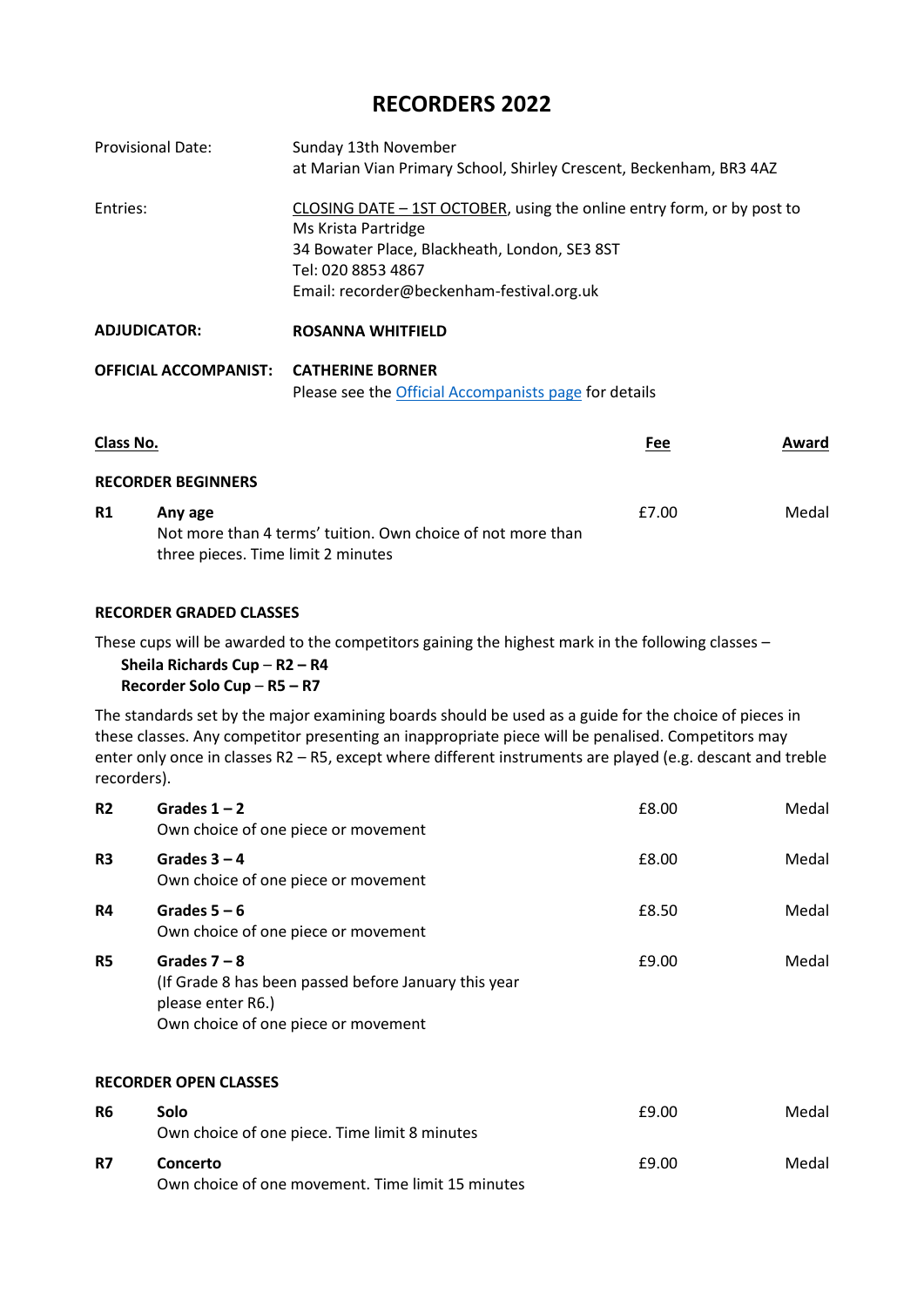# RECORDERS 2022

| | |
|---|---|
| Provisional Date: | Sunday 13th November<br>at Marian Vian Primary School, Shirley Crescent, Beckenham, BR3 4AZ |
| Entries: | CLOSING DATE – 1ST OCTOBER, using the online entry form, or by post to<br>Ms Krista Partridge<br>34 Bowater Place, Blackheath, London, SE3 8ST<br>Tel: 020 8853 4867<br>Email: recorder@beckenham-festival.org.uk |
| **ADJUDICATOR:** | **ROSANNA WHITFIELD** |
| **OFFICIAL ACCOMPANIST:** | **CATHERINE BORNER**<br>Please see the Official Accompanists page for details |

| Class No. | | Fee | Award |
|---|---|---|---|
| **RECORDER BEGINNERS** | | | |
| **R1** | **Any age**<br>Not more than 4 terms' tuition. Own choice of not more than three pieces. Time limit 2 minutes | £7.00 | Medal |

**RECORDER GRADED CLASSES**

These cups will be awarded to the competitors gaining the highest mark in the following classes –

**Sheila Richards Cup – R2 – R4**
**Recorder Solo Cup – R5 – R7**

The standards set by the major examining boards should be used as a guide for the choice of pieces in these classes. Any competitor presenting an inappropriate piece will be penalised. Competitors may enter only once in classes R2 – R5, except where different instruments are played (e.g. descant and treble recorders).

| Class No. | | Fee | Award |
|---|---|---|---|
| **R2** | **Grades 1 – 2**<br>Own choice of one piece or movement | £8.00 | Medal |
| **R3** | **Grades 3 – 4**<br>Own choice of one piece or movement | £8.00 | Medal |
| **R4** | **Grades 5 – 6**<br>Own choice of one piece or movement | £8.50 | Medal |
| **R5** | **Grades 7 – 8**<br>(If Grade 8 has been passed before January this year please enter R6.)<br>Own choice of one piece or movement | £9.00 | Medal |

**RECORDER OPEN CLASSES**

| Class No. | | Fee | Award |
|---|---|---|---|
| **R6** | **Solo**<br>Own choice of one piece. Time limit 8 minutes | £9.00 | Medal |
| **R7** | **Concerto**<br>Own choice of one movement. Time limit 15 minutes | £9.00 | Medal |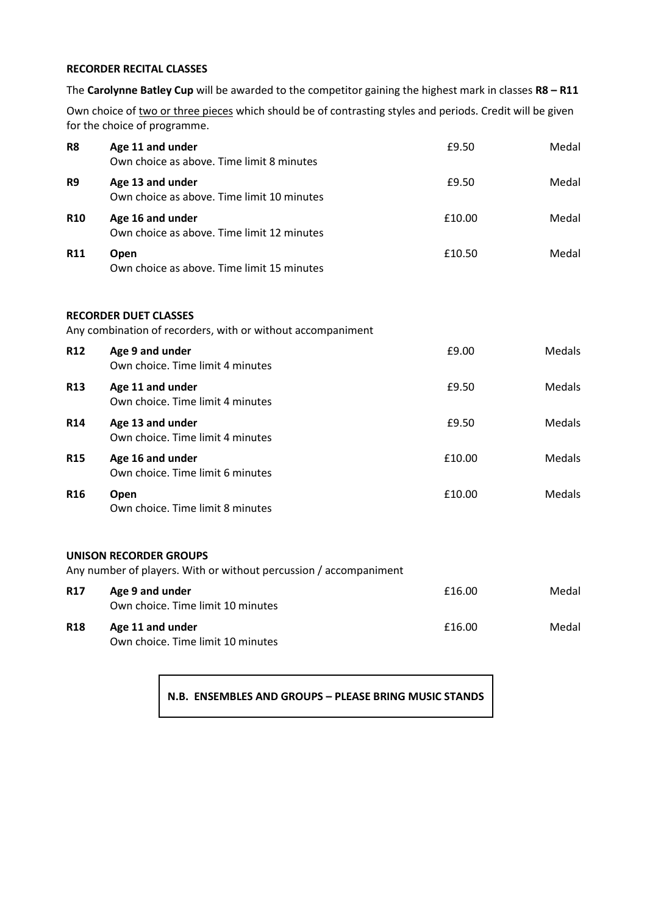**RECORDER RECITAL CLASSES**

The **Carolynne Batley Cup** will be awarded to the competitor gaining the highest mark in classes **R8 – R11**

Own choice of <u>two or three pieces</u> which should be of contrasting styles and periods. Credit will be given for the choice of programme.

| | | | |
|---|---|---|---|
| **R8** | **Age 11 and under**<br>Own choice as above. Time limit 8 minutes | £9.50 | Medal |
| **R9** | **Age 13 and under**<br>Own choice as above. Time limit 10 minutes | £9.50 | Medal |
| **R10** | **Age 16 and under**<br>Own choice as above. Time limit 12 minutes | £10.00 | Medal |
| **R11** | **Open**<br>Own choice as above. Time limit 15 minutes | £10.50 | Medal |

**RECORDER DUET CLASSES**

Any combination of recorders, with or without accompaniment

| | | | |
|---|---|---|---|
| **R12** | **Age 9 and under**<br>Own choice. Time limit 4 minutes | £9.00 | Medals |
| **R13** | **Age 11 and under**<br>Own choice. Time limit 4 minutes | £9.50 | Medals |
| **R14** | **Age 13 and under**<br>Own choice. Time limit 4 minutes | £9.50 | Medals |
| **R15** | **Age 16 and under**<br>Own choice. Time limit 6 minutes | £10.00 | Medals |
| **R16** | **Open**<br>Own choice. Time limit 8 minutes | £10.00 | Medals |

**UNISON RECORDER GROUPS**

Any number of players. With or without percussion / accompaniment

| | | | |
|---|---|---|---|
| **R17** | **Age 9 and under**<br>Own choice. Time limit 10 minutes | £16.00 | Medal |
| **R18** | **Age 11 and under**<br>Own choice. Time limit 10 minutes | £16.00 | Medal |

**N.B. ENSEMBLES AND GROUPS – PLEASE BRING MUSIC STANDS**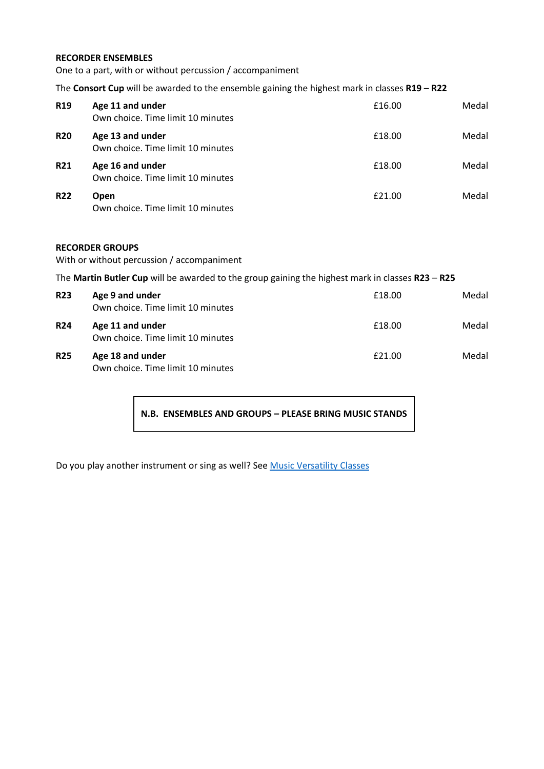**RECORDER ENSEMBLES**

One to a part, with or without percussion / accompaniment

The **Consort Cup** will be awarded to the ensemble gaining the highest mark in classes **R19** – **R22**

| | | | |
|---|---|---|---|
| **R19** | **Age 11 and under**<br>Own choice. Time limit 10 minutes | £16.00 | Medal |
| **R20** | **Age 13 and under**<br>Own choice. Time limit 10 minutes | £18.00 | Medal |
| **R21** | **Age 16 and under**<br>Own choice. Time limit 10 minutes | £18.00 | Medal |
| **R22** | **Open**<br>Own choice. Time limit 10 minutes | £21.00 | Medal |

**RECORDER GROUPS**

With or without percussion / accompaniment

The **Martin Butler Cup** will be awarded to the group gaining the highest mark in classes **R23** – **R25**

| | | | |
|---|---|---|---|
| **R23** | **Age 9 and under**<br>Own choice. Time limit 10 minutes | £18.00 | Medal |
| **R24** | **Age 11 and under**<br>Own choice. Time limit 10 minutes | £18.00 | Medal |
| **R25** | **Age 18 and under**<br>Own choice. Time limit 10 minutes | £21.00 | Medal |

**N.B. ENSEMBLES AND GROUPS – PLEASE BRING MUSIC STANDS**

Do you play another instrument or sing as well? See Music Versatility Classes